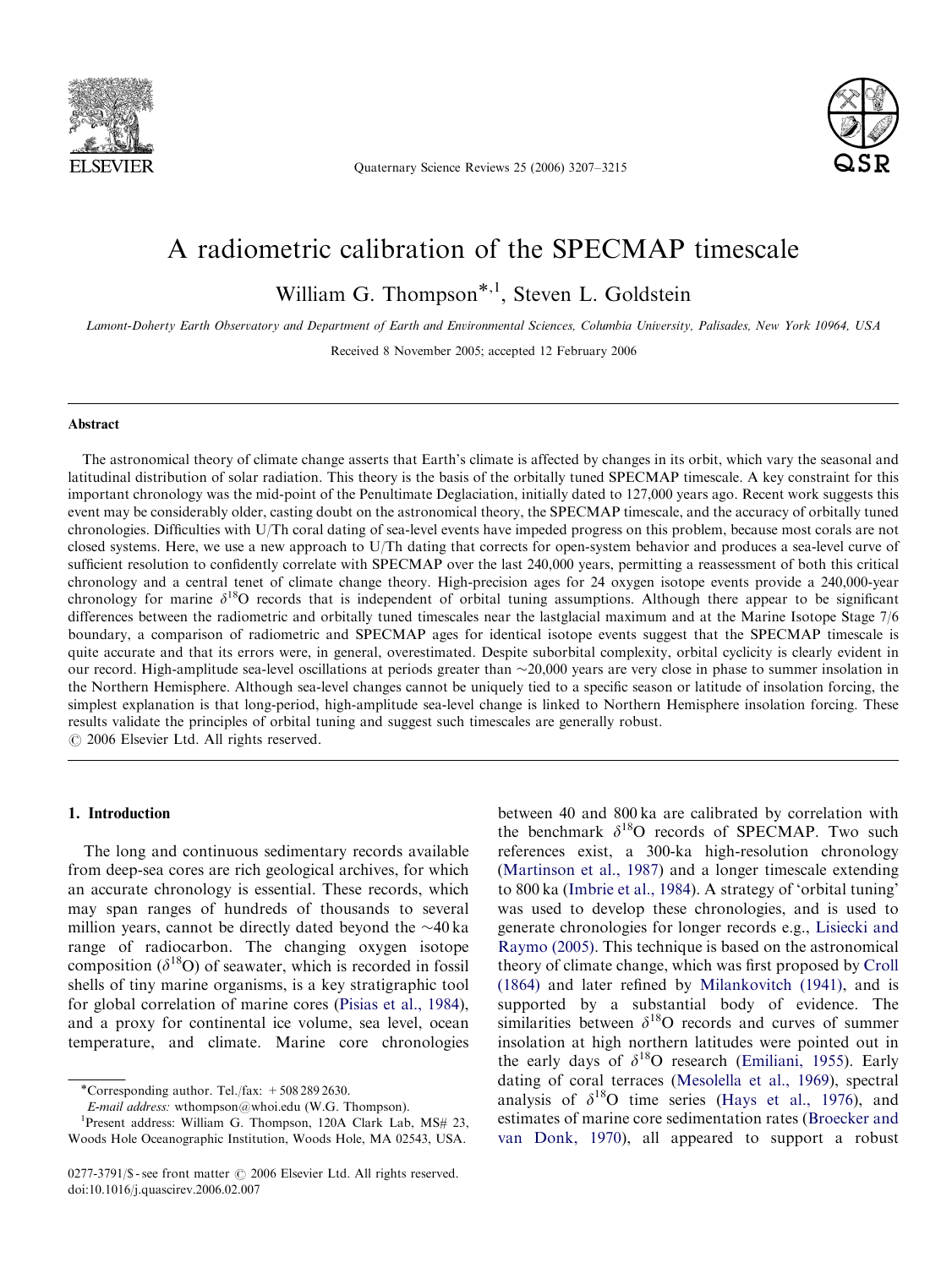# A radiometric calibration of the SPECMAP timescale

William G. Thompson*[,1], Steven L. Goldstein

*Lamont-Doherty Earth Observatory and Department of Earth and Environmental Sciences, Columbia University, Palisades, New York 10964, USA*

Received 8 November 2005; accepted 12 February 2006

## Abstract

The astronomical theory of climate change asserts that Earth's climate is affected by changes in its orbit, which vary the seasonal and latitudinal distribution of solar radiation. This theory is the basis of the orbitally tuned SPECMAP timescale. A key constraint for this important chronology was the mid-point of the Penultimate Deglaciation, initially dated to 127,000 years ago. Recent work suggests this event may be considerably older, casting doubt on the astronomical theory, the SPECMAP timescale, and the accuracy of orbitally tuned chronologies. Difficulties with U/Th coral dating of sea-level events have impeded progress on this problem, because most corals are not closed systems. Here, we use a new approach to U/Th dating that corrects for open-system behavior and produces a sea-level curve of sufficient resolution to confidently correlate with SPECMAP over the last 240,000 years, permitting a reassessment of both this critical chronology and a central tenet of climate change theory. High-precision ages for 24 oxygen isotope events provide a 240,000-year chronology for marine $\delta^{18}O$ records that is independent of orbital tuning assumptions. Although there appear to be significant differences between the radiometric and orbitally tuned timescales near the lastglacial maximum and at the Marine Isotope Stage 7/6 boundary, a comparison of radiometric and SPECMAP ages for identical isotope events suggest that the SPECMAP timescale is quite accurate and that its errors were, in general, overestimated. Despite suborbital complexity, orbital cyclicity is clearly evident in our record. High-amplitude sea-level oscillations at periods greater than ~20,000 years are very close in phase to summer insolation in the Northern Hemisphere. Although sea-level changes cannot be uniquely tied to a specific season or latitude of insolation forcing, the simplest explanation is that long-period, high-amplitude sea-level change is linked to Northern Hemisphere insolation forcing. These results validate the principles of orbital tuning and suggest such timescales are generally robust.

© 2006 Elsevier Ltd. All rights reserved.

## 1. Introduction

The long and continuous sedimentary records available from deep-sea cores are rich geological archives, for which an accurate chronology is essential. These records, which may span ranges of hundreds of thousands to several million years, cannot be directly dated beyond the ~40 ka range of radiocarbon. The changing oxygen isotope composition ($\delta^{18}O$) of seawater, which is recorded in fossil shells of tiny marine organisms, is a key stratigraphic tool for global correlation of marine cores (Pisias et al., 1984), and a proxy for continental ice volume, sea level, ocean temperature, and climate. Marine core chronologies between 40 and 800 ka are calibrated by correlation with the benchmark $\delta^{18}O$ records of SPECMAP. Two such references exist, a 300-ka high-resolution chronology (Martinson et al., 1987) and a longer timescale extending to 800 ka (Imbrie et al., 1984). A strategy of 'orbital tuning' was used to develop these chronologies, and is used to generate chronologies for longer records e.g., Lisiecki and Raymo (2005). This technique is based on the astronomical theory of climate change, which was first proposed by Croll (1864) and later refined by Milankovitch (1941), and is supported by a substantial body of evidence. The similarities between $\delta^{18}O$ records and curves of summer insolation at high northern latitudes were pointed out in the early days of $\delta^{18}O$ research (Emiliani, 1955). Early dating of coral terraces (Mesolella et al., 1969), spectral analysis of $\delta^{18}O$ time series (Hays et al., 1976), and estimates of marine core sedimentation rates (Broecker and van Donk, 1970), all appeared to support a robust

*Corresponding author. Tel./fax: +508 289 2630.
*E-mail address:* wthompson@whoi.edu (W.G. Thompson).
[1]Present address: William G. Thompson, 120A Clark Lab, MS# 23, Woods Hole Oceanographic Institution, Woods Hole, MA 02543, USA.

0277-3791/$ - see front matter © 2006 Elsevier Ltd. All rights reserved.
doi:10.1016/j.quascirev.2006.02.007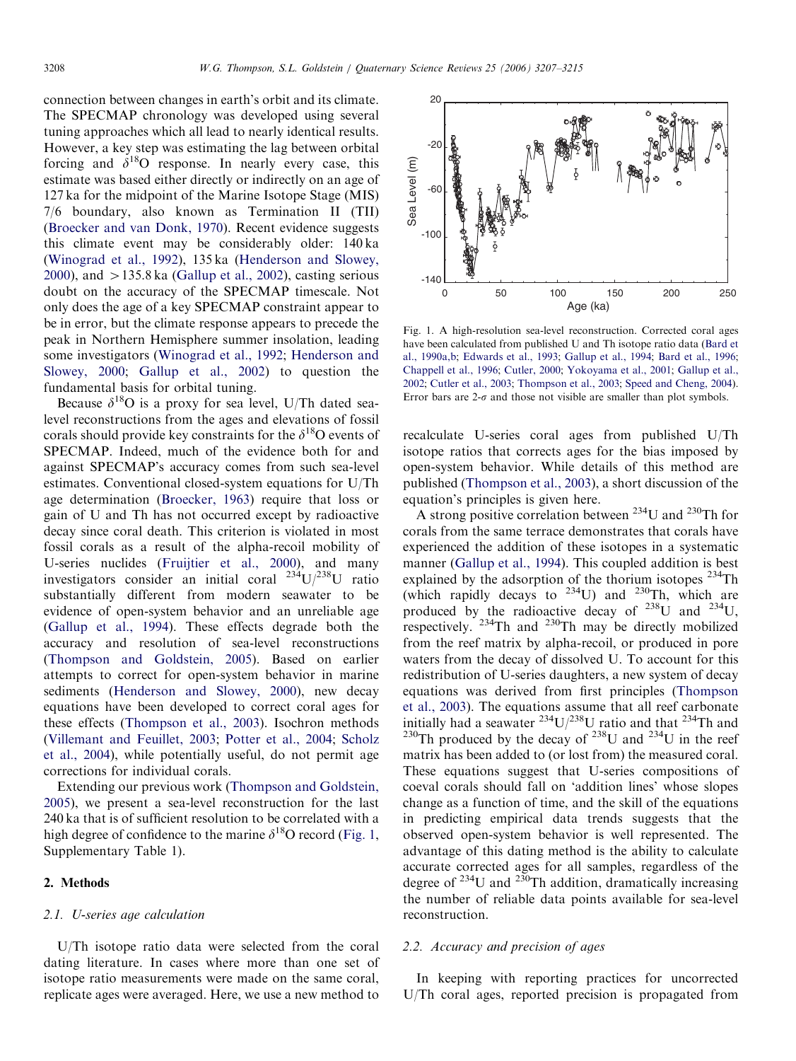connection between changes in earth's orbit and its climate. The SPECMAP chronology was developed using several tuning approaches which all lead to nearly identical results. However, a key step was estimating the lag between orbital forcing and $\delta^{18}O$ response. In nearly every case, this estimate was based either directly or indirectly on an age of 127 ka for the midpoint of the Marine Isotope Stage (MIS) 7/6 boundary, also known as Termination II (TII) (Broecker and van Donk, 1970). Recent evidence suggests this climate event may be considerably older: 140 ka (Winograd et al., 1992), 135 ka (Henderson and Slowey, 2000), and >135.8 ka (Gallup et al., 2002), casting serious doubt on the accuracy of the SPECMAP timescale. Not only does the age of a key SPECMAP constraint appear to be in error, but the climate response appears to precede the peak in Northern Hemisphere summer insolation, leading some investigators (Winograd et al., 1992; Henderson and Slowey, 2000; Gallup et al., 2002) to question the fundamental basis for orbital tuning.

Because $\delta^{18}O$ is a proxy for sea level, U/Th dated sea-level reconstructions from the ages and elevations of fossil corals should provide key constraints for the $\delta^{18}O$ events of SPECMAP. Indeed, much of the evidence both for and against SPECMAP's accuracy comes from such sea-level estimates. Conventional closed-system equations for U/Th age determination (Broecker, 1963) require that loss or gain of U and Th has not occurred except by radioactive decay since coral death. This criterion is violated in most fossil corals as a result of the alpha-recoil mobility of U-series nuclides (Fruijtier et al., 2000), and many investigators consider an initial coral $^{234}U/^{238}U$ ratio substantially different from modern seawater to be evidence of open-system behavior and an unreliable age (Gallup et al., 1994). These effects degrade both the accuracy and resolution of sea-level reconstructions (Thompson and Goldstein, 2005). Based on earlier attempts to correct for open-system behavior in marine sediments (Henderson and Slowey, 2000), new decay equations have been developed to correct coral ages for these effects (Thompson et al., 2003). Isochron methods (Villemant and Feuillet, 2003; Potter et al., 2004; Scholz et al., 2004), while potentially useful, do not permit age corrections for individual corals.

Extending our previous work (Thompson and Goldstein, 2005), we present a sea-level reconstruction for the last 240 ka that is of sufficient resolution to be correlated with a high degree of confidence to the marine $\delta^{18}O$ record (Fig. 1, Supplementary Table 1).

Fig. 1. A high-resolution sea-level reconstruction. Corrected coral ages have been calculated from published U and Th isotope ratio data (Bard et al., 1990a,b; Edwards et al., 1993; Gallup et al., 1994; Bard et al., 1996; Chappell et al., 1996; Cutler, 2000; Yokoyama et al., 2001; Gallup et al., 2002; Cutler et al., 2003; Thompson et al., 2003; Speed and Cheng, 2004). Error bars are 2-$\sigma$ and those not visible are smaller than plot symbols.

## 2. Methods

### 2.1. U-series age calculation

U/Th isotope ratio data were selected from the coral dating literature. In cases where more than one set of isotope ratio measurements were made on the same coral, replicate ages were averaged. Here, we use a new method to recalculate U-series coral ages from published U/Th isotope ratios that corrects ages for the bias imposed by open-system behavior. While details of this method are published (Thompson et al., 2003), a short discussion of the equation's principles is given here.

A strong positive correlation between $^{234}U$ and $^{230}Th$ for corals from the same terrace demonstrates that corals have experienced the addition of these isotopes in a systematic manner (Gallup et al., 1994). This coupled addition is best explained by the adsorption of the thorium isotopes $^{234}Th$ (which rapidly decays to $^{234}U$) and $^{230}Th$, which are produced by the radioactive decay of $^{238}U$ and $^{234}U$, respectively. $^{234}Th$ and $^{230}Th$ may be directly mobilized from the reef matrix by alpha-recoil, or produced in pore waters from the decay of dissolved U. To account for this redistribution of U-series daughters, a new system of decay equations was derived from first principles (Thompson et al., 2003). The equations assume that all reef carbonate initially had a seawater $^{234}U/^{238}U$ ratio and that $^{234}Th$ and $^{230}Th$ produced by the decay of $^{238}U$ and $^{234}U$ in the reef matrix has been added to (or lost from) the measured coral. These equations suggest that U-series compositions of coeval corals should fall on 'addition lines' whose slopes change as a function of time, and the skill of the equations in predicting empirical data trends suggests that the observed open-system behavior is well represented. The advantage of this dating method is the ability to calculate accurate corrected ages for all samples, regardless of the degree of $^{234}U$ and $^{230}Th$ addition, dramatically increasing the number of reliable data points available for sea-level reconstruction.

### 2.2. Accuracy and precision of ages

In keeping with reporting practices for uncorrected U/Th coral ages, reported precision is propagated from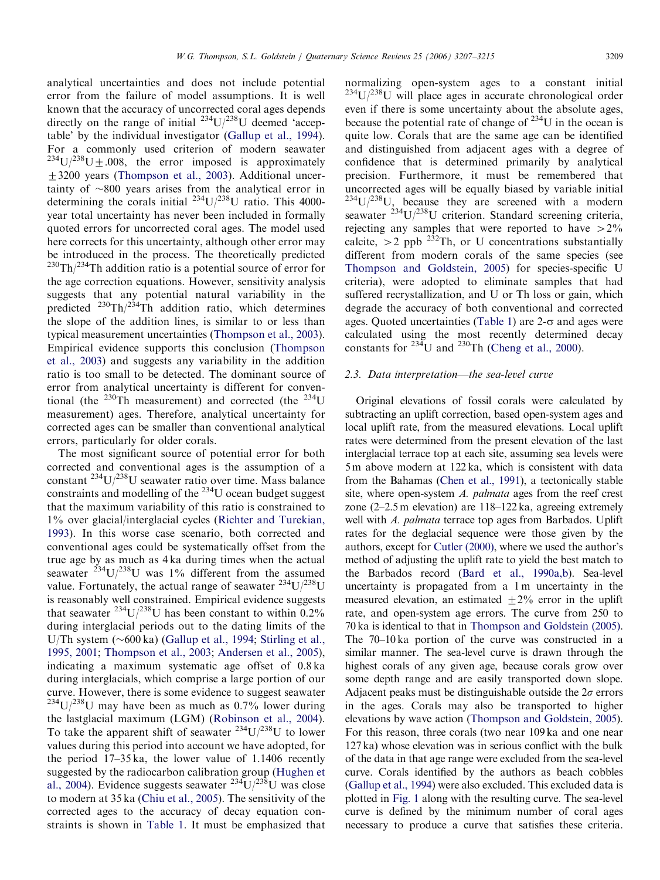analytical uncertainties and does not include potential error from the failure of model assumptions. It is well known that the accuracy of uncorrected coral ages depends directly on the range of initial $^{234}U/^{238}U$ deemed 'acceptable' by the individual investigator (Gallup et al., 1994). For a commonly used criterion of modern seawater $^{234}U/^{238}U \pm .008$, the error imposed is approximately $\pm 3200$ years (Thompson et al., 2003). Additional uncertainty of ~800 years arises from the analytical error in determining the corals initial $^{234}U/^{238}U$ ratio. This 4000-year total uncertainty has never been included in formally quoted errors for uncorrected coral ages. The model used here corrects for this uncertainty, although other error may be introduced in the process. The theoretically predicted $^{230}Th/^{234}Th$ addition ratio is a potential source of error for the age correction equations. However, sensitivity analysis suggests that any potential natural variability in the predicted $^{230}Th/^{234}Th$ addition ratio, which determines the slope of the addition lines, is similar to or less than typical measurement uncertainties (Thompson et al., 2003). Empirical evidence supports this conclusion (Thompson et al., 2003) and suggests any variability in the addition ratio is too small to be detected. The dominant source of error from analytical uncertainty is different for conventional (the $^{230}Th$ measurement) and corrected (the $^{234}U$ measurement) ages. Therefore, analytical uncertainty for corrected ages can be smaller than conventional analytical errors, particularly for older corals.

The most significant source of potential error for both corrected and conventional ages is the assumption of a constant $^{234}U/^{238}U$ seawater ratio over time. Mass balance constraints and modelling of the $^{234}U$ ocean budget suggest that the maximum variability of this ratio is constrained to 1% over glacial/interglacial cycles (Richter and Turekian, 1993). In this worse case scenario, both corrected and conventional ages could be systematically offset from the true age by as much as 4 ka during times when the actual seawater $^{234}U/^{238}U$ was 1% different from the assumed value. Fortunately, the actual range of seawater $^{234}U/^{238}U$ is reasonably well constrained. Empirical evidence suggests that seawater $^{234}U/^{238}U$ has been constant to within 0.2% during interglacial periods out to the dating limits of the U/Th system (~600 ka) (Gallup et al., 1994; Stirling et al., 1995, 2001; Thompson et al., 2003; Andersen et al., 2005), indicating a maximum systematic age offset of 0.8 ka during interglacials, which comprise a large portion of our curve. However, there is some evidence to suggest seawater $^{234}U/^{238}U$ may have been as much as 0.7% lower during the lastglacial maximum (LGM) (Robinson et al., 2004). To take the apparent shift of seawater $^{234}U/^{238}U$ to lower values during this period into account we have adopted, for the period 17–35 ka, the lower value of 1.1406 recently suggested by the radiocarbon calibration group (Hughen et al., 2004). Evidence suggests seawater $^{234}U/^{238}U$ was close to modern at 35 ka (Chiu et al., 2005). The sensitivity of the corrected ages to the accuracy of decay equation constraints is shown in Table 1. It must be emphasized that normalizing open-system ages to a constant initial $^{234}U/^{238}U$ will place ages in accurate chronological order even if there is some uncertainty about the absolute ages, because the potential rate of change of $^{234}U$ in the ocean is quite low. Corals that are the same age can be identified and distinguished from adjacent ages with a degree of confidence that is determined primarily by analytical precision. Furthermore, it must be remembered that uncorrected ages will be equally biased by variable initial $^{234}U/^{238}U$, because they are screened with a modern seawater $^{234}U/^{238}U$ criterion. Standard screening criteria, rejecting any samples that were reported to have >2% calcite, >2 ppb $^{232}Th$, or U concentrations substantially different from modern corals of the same species (see Thompson and Goldstein, 2005) for species-specific U criteria), were adopted to eliminate samples that had suffered recrystallization, and U or Th loss or gain, which degrade the accuracy of both conventional and corrected ages. Quoted uncertainties (Table 1) are 2-σ and ages were calculated using the most recently determined decay constants for $^{234}U$ and $^{230}Th$ (Cheng et al., 2000).

### 2.3. Data interpretation—the sea-level curve

Original elevations of fossil corals were calculated by subtracting an uplift correction, based open-system ages and local uplift rate, from the measured elevations. Local uplift rates were determined from the present elevation of the last interglacial terrace top at each site, assuming sea levels were 5 m above modern at 122 ka, which is consistent with data from the Bahamas (Chen et al., 1991), a tectonically stable site, where open-system *A. palmata* ages from the reef crest zone (2–2.5 m elevation) are 118–122 ka, agreeing extremely well with *A. palmata* terrace top ages from Barbados. Uplift rates for the deglacial sequence were those given by the authors, except for Cutler (2000), where we used the author's method of adjusting the uplift rate to yield the best match to the Barbados record (Bard et al., 1990a,b). Sea-level uncertainty is propagated from a 1 m uncertainty in the measured elevation, an estimated $\pm 2\%$ error in the uplift rate, and open-system age errors. The curve from 250 to 70 ka is identical to that in Thompson and Goldstein (2005). The 70–10 ka portion of the curve was constructed in a similar manner. The sea-level curve is drawn through the highest corals of any given age, because corals grow over some depth range and are easily transported down slope. Adjacent peaks must be distinguishable outside the 2σ errors in the ages. Corals may also be transported to higher elevations by wave action (Thompson and Goldstein, 2005). For this reason, three corals (two near 109 ka and one near 127 ka) whose elevation was in serious conflict with the bulk of the data in that age range were excluded from the sea-level curve. Corals identified by the authors as beach cobbles (Gallup et al., 1994) were also excluded. This excluded data is plotted in Fig. 1 along with the resulting curve. The sea-level curve is defined by the minimum number of coral ages necessary to produce a curve that satisfies these criteria.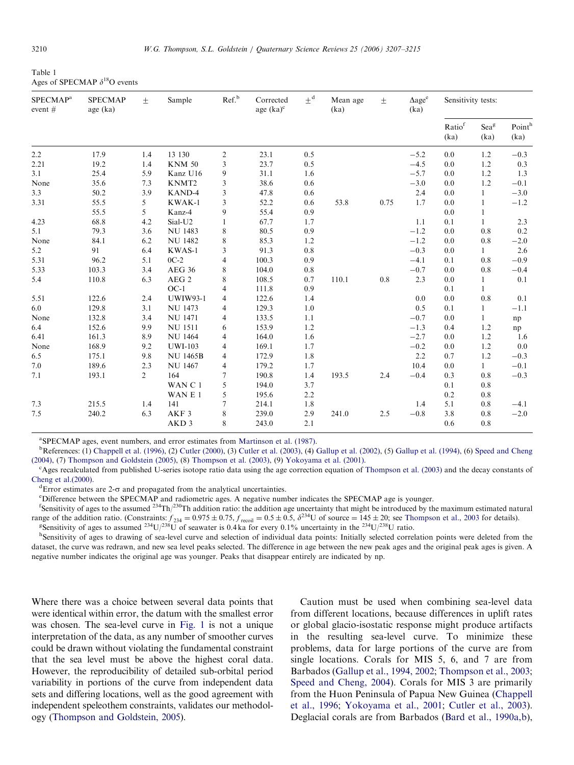Table 1
Ages of SPECMAP $\delta^{18}O$ events

| SPECMAP[a] event # | SPECMAP age (ka) | ± | Sample | Ref.[b] | Corrected age (ka)[c] | ±[d] | Mean age (ka) | ± | Δage[e] (ka) | Sensitivity tests: | | |
|---|---|---|---|---|---|---|---|---|---|---|---|---|
| | | | | | | | | | | Ratio[f] (ka) | Sea[g] (ka) | Point[h] (ka) |
| 2.2 | 17.9 | 1.4 | 13 130 | 2 | 23.1 | 0.5 | | | −5.2 | 0.0 | 1.2 | −0.3 |
| 2.21 | 19.2 | 1.4 | KNM 50 | 3 | 23.7 | 0.5 | | | −4.5 | 0.0 | 1.2 | 0.3 |
| 3.1 | 25.4 | 5.9 | Kanz U16 | 9 | 31.1 | 1.6 | | | −5.7 | 0.0 | 1.2 | 1.3 |
| None | 35.6 | 7.3 | KNMT2 | 3 | 38.6 | 0.6 | | | −3.0 | 0.0 | 1.2 | −0.1 |
| 3.3 | 50.2 | 3.9 | KAND-4 | 3 | 47.8 | 0.6 | | | 2.4 | 0.0 | 1 | −3.0 |
| 3.31 | 55.5 | 5 | KWAK-1 | 3 | 52.2 | 0.6 | 53.8 | 0.75 | 1.7 | 0.0 | 1 | −1.2 |
| | 55.5 | 5 | Kanz-4 | 9 | 55.4 | 0.9 | | | | 0.0 | 1 | |
| 4.23 | 68.8 | 4.2 | Sial-U2 | 1 | 67.7 | 1.7 | | | 1.1 | 0.1 | 1 | 2.3 |
| 5.1 | 79.3 | 3.6 | NU 1483 | 8 | 80.5 | 0.9 | | | −1.2 | 0.0 | 0.8 | 0.2 |
| None | 84.1 | 6.2 | NU 1482 | 8 | 85.3 | 1.2 | | | −1.2 | 0.0 | 0.8 | −2.0 |
| 5.2 | 91 | 6.4 | KWAS-1 | 3 | 91.3 | 0.8 | | | −0.3 | 0.0 | 1 | 2.6 |
| 5.31 | 96.2 | 5.1 | 0C-2 | 4 | 100.3 | 0.9 | | | −4.1 | 0.1 | 0.8 | −0.9 |
| 5.33 | 103.3 | 3.4 | AEG 36 | 8 | 104.0 | 0.8 | | | −0.7 | 0.0 | 0.8 | −0.4 |
| 5.4 | 110.8 | 6.3 | AEG 2 | 8 | 108.5 | 0.7 | 110.1 | 0.8 | 2.3 | 0.0 | 1 | 0.1 |
| | | | OC-1 | 4 | 111.8 | 0.9 | | | | 0.1 | 1 | |
| 5.51 | 122.6 | 2.4 | UWIW93-1 | 4 | 122.6 | 1.4 | | | 0.0 | 0.0 | 0.8 | 0.1 |
| 6.0 | 129.8 | 3.1 | NU 1473 | 4 | 129.3 | 1.0 | | | 0.5 | 0.1 | 1 | −1.1 |
| None | 132.8 | 3.4 | NU 1471 | 4 | 133.5 | 1.1 | | | −0.7 | 0.0 | 1 | np |
| 6.4 | 152.6 | 9.9 | NU 1511 | 6 | 153.9 | 1.2 | | | −1.3 | 0.4 | 1.2 | np |
| 6.41 | 161.3 | 8.9 | NU 1464 | 4 | 164.0 | 1.6 | | | −2.7 | 0.0 | 1.2 | 1.6 |
| None | 168.9 | 9.2 | UWI-103 | 4 | 169.1 | 1.7 | | | −0.2 | 0.0 | 1.2 | 0.0 |
| 6.5 | 175.1 | 9.8 | NU 1465B | 4 | 172.9 | 1.8 | | | 2.2 | 0.7 | 1.2 | −0.3 |
| 7.0 | 189.6 | 2.3 | NU 1467 | 4 | 179.2 | 1.7 | | | 10.4 | 0.0 | 1 | −0.1 |
| 7.1 | 193.1 | 2 | 164 | 7 | 190.8 | 1.4 | 193.5 | 2.4 | −0.4 | 0.3 | 0.8 | −0.3 |
| | | | WAN C 1 | 5 | 194.0 | 3.7 | | | | 0.1 | 0.8 | |
| | | | WAN E 1 | 5 | 195.6 | 2.2 | | | | 0.2 | 0.8 | |
| 7.3 | 215.5 | 1.4 | 141 | 7 | 214.1 | 1.8 | | | 1.4 | 5.1 | 0.8 | −4.1 |
| 7.5 | 240.2 | 6.3 | AKF 3 | 8 | 239.0 | 2.9 | 241.0 | 2.5 | −0.8 | 3.8 | 0.8 | −2.0 |
| | | | AKD 3 | 8 | 243.0 | 2.1 | | | | 0.6 | 0.8 | |

[a]SPECMAP ages, event numbers, and error estimates from Martinson et al. (1987).

[b]References: (1) Chappell et al. (1996), (2) Cutler (2000), (3) Cutler et al. (2003), (4) Gallup et al. (2002), (5) Gallup et al. (1994), (6) Speed and Cheng (2004), (7) Thompson and Goldstein (2005), (8) Thompson et al. (2003), (9) Yokoyama et al. (2001).

[c]Ages recalculated from published U-series isotope ratio data using the age correction equation of Thompson et al. (2003) and the decay constants of Cheng et al.(2000).

[d]Error estimates are 2-σ and propagated from the analytical uncertainties.

[e]Difference between the SPECMAP and radiometric ages. A negative number indicates the SPECMAP age is younger.

[f]Sensitivity of ages to the assumed $^{234}Th/^{230}Th$ addition ratio: the addition age uncertainty that might be introduced by the maximum estimated natural range of the addition ratio. (Constraints: $f_{234} = 0.975 \pm 0.75$, $f_{recoil} = 0.5 \pm 0.5$, $\delta^{234}U$ of source $= 145 \pm 20$; see Thompson et al., 2003 for details).

[g]Sensitivity of ages to assumed $^{234}U/^{238}U$ of seawater is 0.4 ka for every 0.1% uncertainty in the $^{234}U/^{238}U$ ratio.

[h]Sensitivity of ages to drawing of sea-level curve and selection of individual data points: Initially selected correlation points were deleted from the dataset, the curve was redrawn, and new sea level peaks selected. The difference in age between the new peak ages and the original peak ages is given. A negative number indicates the original age was younger. Peaks that disappear entirely are indicated by np.

Where there was a choice between several data points that were identical within error, the datum with the smallest error was chosen. The sea-level curve in Fig. 1 is not a unique interpretation of the data, as any number of smoother curves could be drawn without violating the fundamental constraint that the sea level must be above the highest coral data. However, the reproducibility of detailed sub-orbital period variability in portions of the curve from independent data sets and differing locations, as well as the good agreement with independent speleothem constraints, validates our methodology (Thompson and Goldstein, 2005).

Caution must be used when combining sea-level data from different locations, because differences in uplift rates or global glacio-isostatic response might produce artifacts in the resulting sea-level curve. To minimize these problems, data for large portions of the curve are from single locations. Corals for MIS 5, 6, and 7 are from Barbados (Gallup et al., 1994, 2002; Thompson et al., 2003; Speed and Cheng, 2004). Corals for MIS 3 are primarily from the Huon Peninsula of Papua New Guinea (Chappell et al., 1996; Yokoyama et al., 2001; Cutler et al., 2003). Deglacial corals are from Barbados (Bard et al., 1990a,b),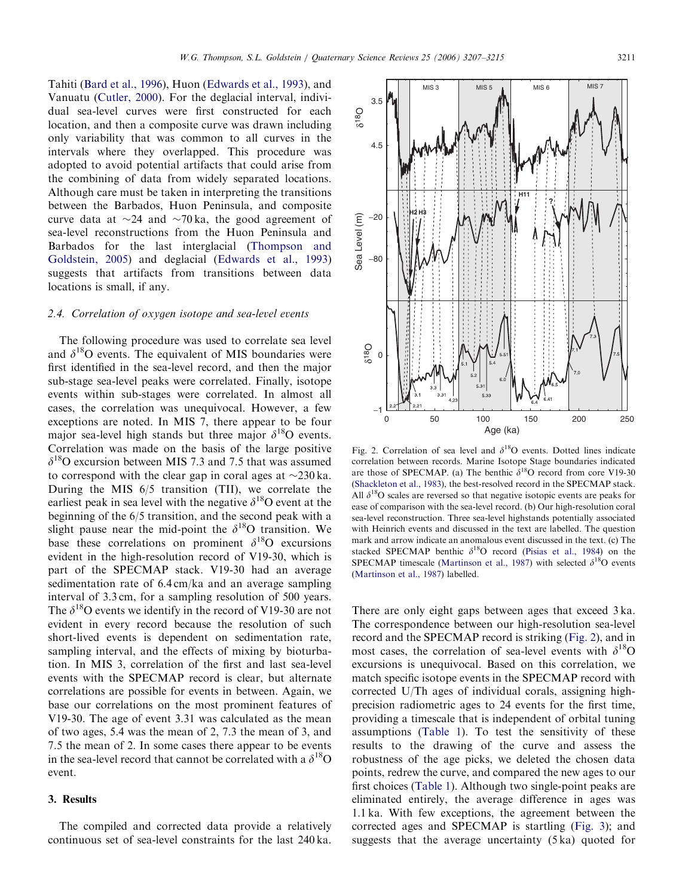Tahiti (Bard et al., 1996), Huon (Edwards et al., 1993), and Vanuatu (Cutler, 2000). For the deglacial interval, individual sea-level curves were first constructed for each location, and then a composite curve was drawn including only variability that was common to all curves in the intervals where they overlapped. This procedure was adopted to avoid potential artifacts that could arise from the combining of data from widely separated locations. Although care must be taken in interpreting the transitions between the Barbados, Huon Peninsula, and composite curve data at ~24 and ~70 ka, the good agreement of sea-level reconstructions from the Huon Peninsula and Barbados for the last interglacial (Thompson and Goldstein, 2005) and deglacial (Edwards et al., 1993) suggests that artifacts from transitions between data locations is small, if any.

### 2.4. Correlation of oxygen isotope and sea-level events

The following procedure was used to correlate sea level and $\delta^{18}$O events. The equivalent of MIS boundaries were first identified in the sea-level record, and then the major sub-stage sea-level peaks were correlated. Finally, isotope events within sub-stages were correlated. In almost all cases, the correlation was unequivocal. However, a few exceptions are noted. In MIS 7, there appear to be four major sea-level high stands but three major $\delta^{18}$O events. Correlation was made on the basis of the large positive $\delta^{18}$O excursion between MIS 7.3 and 7.5 that was assumed to correspond with the clear gap in coral ages at ~230 ka. During the MIS 6/5 transition (TII), we correlate the earliest peak in sea level with the negative $\delta^{18}$O event at the beginning of the 6/5 transition, and the second peak with a slight pause near the mid-point the $\delta^{18}$O transition. We base these correlations on prominent $\delta^{18}$O excursions evident in the high-resolution record of V19-30, which is part of the SPECMAP stack. V19-30 had an average sedimentation rate of 6.4 cm/ka and an average sampling interval of 3.3 cm, for a sampling resolution of 500 years. The $\delta^{18}$O events we identify in the record of V19-30 are not evident in every record because the resolution of such short-lived events is dependent on sedimentation rate, sampling interval, and the effects of mixing by bioturbation. In MIS 3, correlation of the first and last sea-level events with the SPECMAP record is clear, but alternate correlations are possible for events in between. Again, we base our correlations on the most prominent features of V19-30. The age of event 3.31 was calculated as the mean of two ages, 5.4 was the mean of 2, 7.3 the mean of 3, and 7.5 the mean of 2. In some cases there appear to be events in the sea-level record that cannot be correlated with a $\delta^{18}$O event.

## 3. Results

The compiled and corrected data provide a relatively continuous set of sea-level constraints for the last 240 ka. There are only eight gaps between ages that exceed 3 ka. The correspondence between our high-resolution sea-level record and the SPECMAP record is striking (Fig. 2), and in most cases, the correlation of sea-level events with $\delta^{18}$O excursions is unequivocal. Based on this correlation, we match specific isotope events in the SPECMAP record with corrected U/Th ages of individual corals, assigning high-precision radiometric ages to 24 events for the first time, providing a timescale that is independent of orbital tuning assumptions (Table 1). To test the sensitivity of these results to the drawing of the curve and assess the robustness of the age picks, we deleted the chosen data points, redrew the curve, and compared the new ages to our first choices (Table 1). Although two single-point peaks are eliminated entirely, the average difference in ages was 1.1 ka. With few exceptions, the agreement between the corrected ages and SPECMAP is startling (Fig. 3); and suggests that the average uncertainty (5 ka) quoted for

Fig. 2. Correlation of sea level and $\delta^{18}$O events. Dotted lines indicate correlation between records. Marine Isotope Stage boundaries indicated are those of SPECMAP. (a) The benthic $\delta^{18}$O record from core V19-30 (Shackleton et al., 1983), the best-resolved record in the SPECMAP stack. All $\delta^{18}$O scales are reversed so that negative isotopic events are peaks for ease of comparison with the sea-level record. (b) Our high-resolution coral sea-level reconstruction. Three sea-level highstands potentially associated with Heinrich events and discussed in the text are labelled. The question mark and arrow indicate an anomalous event discussed in the text. (c) The stacked SPECMAP benthic $\delta^{18}$O record (Pisias et al., 1984) on the SPECMAP timescale (Martinson et al., 1987) with selected $\delta^{18}$O events (Martinson et al., 1987) labelled.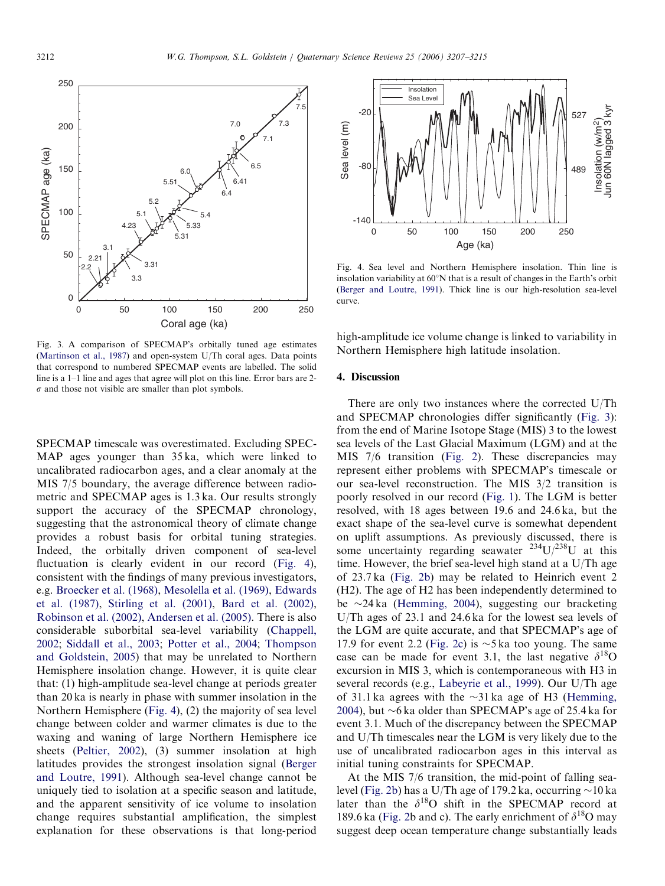Fig. 3. A comparison of SPECMAP's orbitally tuned age estimates (Martinson et al., 1987) and open-system U/Th coral ages. Data points that correspond to numbered SPECMAP events are labelled. The solid line is a 1–1 line and ages that agree will plot on this line. Error bars are 2-$\sigma$ and those not visible are smaller than plot symbols.

Fig. 4. Sea level and Northern Hemisphere insolation. Thin line is insolation variability at 60°N that is a result of changes in the Earth's orbit (Berger and Loutre, 1991). Thick line is our high-resolution sea-level curve.

SPECMAP timescale was overestimated. Excluding SPECMAP ages younger than 35 ka, which were linked to uncalibrated radiocarbon ages, and a clear anomaly at the MIS 7/5 boundary, the average difference between radiometric and SPECMAP ages is 1.3 ka. Our results strongly support the accuracy of the SPECMAP chronology, suggesting that the astronomical theory of climate change provides a robust basis for orbital tuning strategies. Indeed, the orbitally driven component of sea-level fluctuation is clearly evident in our record (Fig. 4), consistent with the findings of many previous investigators, e.g. Broecker et al. (1968), Mesolella et al. (1969), Edwards et al. (1987), Stirling et al. (2001), Bard et al. (2002), Robinson et al. (2002), Andersen et al. (2005). There is also considerable suborbital sea-level variability (Chappell, 2002; Siddall et al., 2003; Potter et al., 2004; Thompson and Goldstein, 2005) that may be unrelated to Northern Hemisphere insolation change. However, it is quite clear that: (1) high-amplitude sea-level change at periods greater than 20 ka is nearly in phase with summer insolation in the Northern Hemisphere (Fig. 4), (2) the majority of sea level change between colder and warmer climates is due to the waxing and waning of large Northern Hemisphere ice sheets (Peltier, 2002), (3) summer insolation at high latitudes provides the strongest insolation signal (Berger and Loutre, 1991). Although sea-level change cannot be uniquely tied to isolation at a specific season and latitude, and the apparent sensitivity of ice volume to insolation change requires substantial amplification, the simplest explanation for these observations is that long-period high-amplitude ice volume change is linked to variability in Northern Hemisphere high latitude insolation.

## 4. Discussion

There are only two instances where the corrected U/Th and SPECMAP chronologies differ significantly (Fig. 3): from the end of Marine Isotope Stage (MIS) 3 to the lowest sea levels of the Last Glacial Maximum (LGM) and at the MIS 7/6 transition (Fig. 2). These discrepancies may represent either problems with SPECMAP's timescale or our sea-level reconstruction. The MIS 3/2 transition is poorly resolved in our record (Fig. 1). The LGM is better resolved, with 18 ages between 19.6 and 24.6 ka, but the exact shape of the sea-level curve is somewhat dependent on uplift assumptions. As previously discussed, there is some uncertainty regarding seawater $^{234}U/^{238}U$ at this time. However, the brief sea-level high stand at a U/Th age of 23.7 ka (Fig. 2b) may be related to Heinrich event 2 (H2). The age of H2 has been independently determined to be ~24 ka (Hemming, 2004), suggesting our bracketing U/Th ages of 23.1 and 24.6 ka for the lowest sea levels of the LGM are quite accurate, and that SPECMAP's age of 17.9 for event 2.2 (Fig. 2c) is ~5 ka too young. The same case can be made for event 3.1, the last negative $\delta^{18}O$ excursion in MIS 3, which is contemporaneous with H3 in several records (e.g., Labeyrie et al., 1999). Our U/Th age of 31.1 ka agrees with the ~31 ka age of H3 (Hemming, 2004), but ~6 ka older than SPECMAP's age of 25.4 ka for event 3.1. Much of the discrepancy between the SPECMAP and U/Th timescales near the LGM is very likely due to the use of uncalibrated radiocarbon ages in this interval as initial tuning constraints for SPECMAP.

At the MIS 7/6 transition, the mid-point of falling sea-level (Fig. 2b) has a U/Th age of 179.2 ka, occurring ~10 ka later than the $\delta^{18}O$ shift in the SPECMAP record at 189.6 ka (Fig. 2b and c). The early enrichment of $\delta^{18}O$ may suggest deep ocean temperature change substantially leads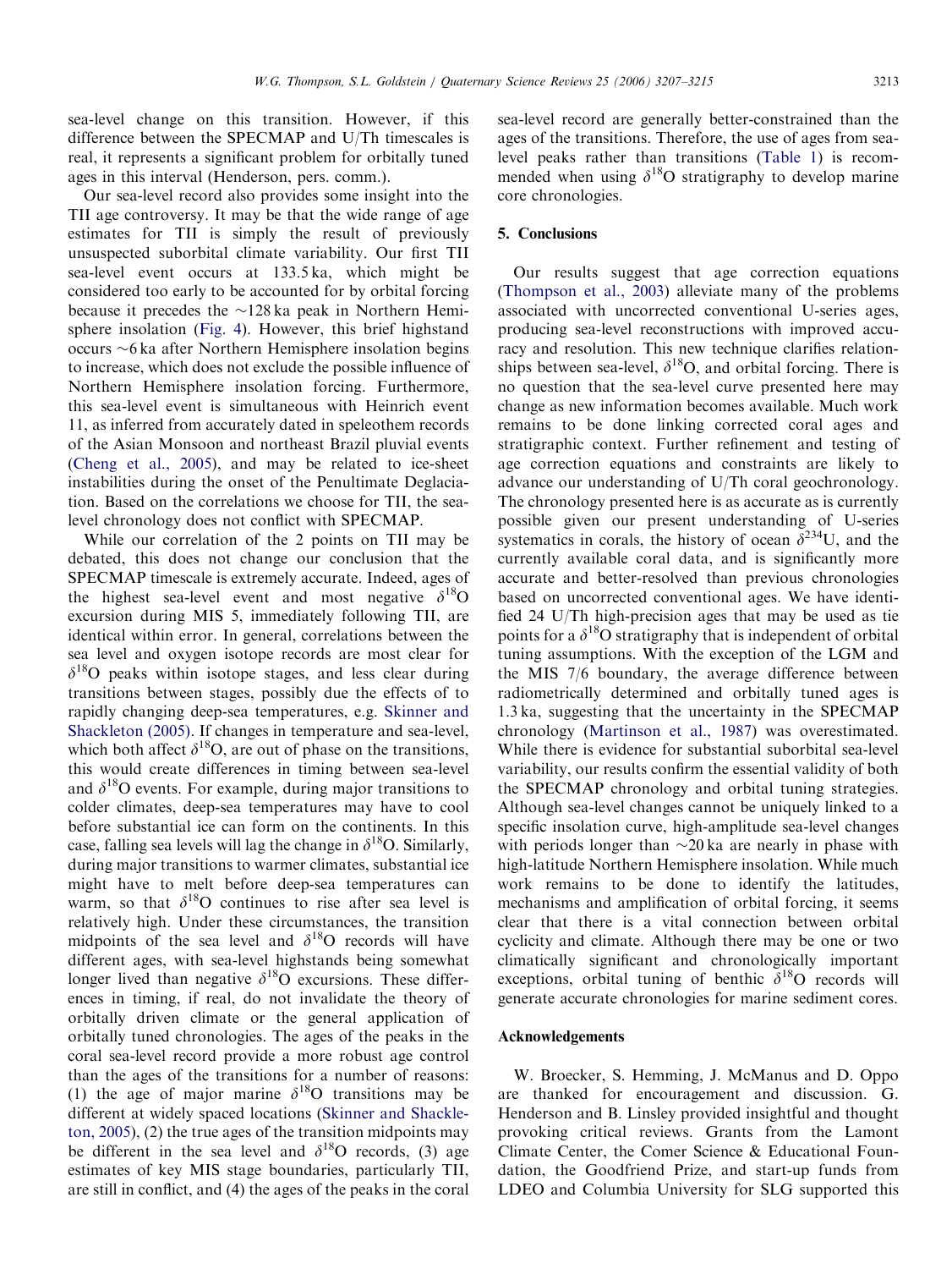sea-level change on this transition. However, if this difference between the SPECMAP and U/Th timescales is real, it represents a significant problem for orbitally tuned ages in this interval (Henderson, pers. comm.).

Our sea-level record also provides some insight into the TII age controversy. It may be that the wide range of age estimates for TII is simply the result of previously unsuspected suborbital climate variability. Our first TII sea-level event occurs at 133.5 ka, which might be considered too early to be accounted for by orbital forcing because it precedes the ~128 ka peak in Northern Hemisphere insolation (Fig. 4). However, this brief highstand occurs ~6 ka after Northern Hemisphere insolation begins to increase, which does not exclude the possible influence of Northern Hemisphere insolation forcing. Furthermore, this sea-level event is simultaneous with Heinrich event 11, as inferred from accurately dated in speleothem records of the Asian Monsoon and northeast Brazil pluvial events (Cheng et al., 2005), and may be related to ice-sheet instabilities during the onset of the Penultimate Deglaciation. Based on the correlations we choose for TII, the sea-level chronology does not conflict with SPECMAP.

While our correlation of the 2 points on TII may be debated, this does not change our conclusion that the SPECMAP timescale is extremely accurate. Indeed, ages of the highest sea-level event and most negative $\delta^{18}O$ excursion during MIS 5, immediately following TII, are identical within error. In general, correlations between the sea level and oxygen isotope records are most clear for $\delta^{18}O$ peaks within isotope stages, and less clear during transitions between stages, possibly due the effects of to rapidly changing deep-sea temperatures, e.g. Skinner and Shackleton (2005). If changes in temperature and sea-level, which both affect $\delta^{18}O$, are out of phase on the transitions, this would create differences in timing between sea-level and $\delta^{18}O$ events. For example, during major transitions to colder climates, deep-sea temperatures may have to cool before substantial ice can form on the continents. In this case, falling sea levels will lag the change in $\delta^{18}O$. Similarly, during major transitions to warmer climates, substantial ice might have to melt before deep-sea temperatures can warm, so that $\delta^{18}O$ continues to rise after sea level is relatively high. Under these circumstances, the transition midpoints of the sea level and $\delta^{18}O$ records will have different ages, with sea-level highstands being somewhat longer lived than negative $\delta^{18}O$ excursions. These differences in timing, if real, do not invalidate the theory of orbitally driven climate or the general application of orbitally tuned chronologies. The ages of the peaks in the coral sea-level record provide a more robust age control than the ages of the transitions for a number of reasons: (1) the age of major marine $\delta^{18}O$ transitions may be different at widely spaced locations (Skinner and Shackleton, 2005), (2) the true ages of the transition midpoints may be different in the sea level and $\delta^{18}O$ records, (3) age estimates of key MIS stage boundaries, particularly TII, are still in conflict, and (4) the ages of the peaks in the coral sea-level record are generally better-constrained than the ages of the transitions. Therefore, the use of ages from sea-level peaks rather than transitions (Table 1) is recommended when using $\delta^{18}O$ stratigraphy to develop marine core chronologies.

## 5. Conclusions

Our results suggest that age correction equations (Thompson et al., 2003) alleviate many of the problems associated with uncorrected conventional U-series ages, producing sea-level reconstructions with improved accuracy and resolution. This new technique clarifies relationships between sea-level, $\delta^{18}O$, and orbital forcing. There is no question that the sea-level curve presented here may change as new information becomes available. Much work remains to be done linking corrected coral ages and stratigraphic context. Further refinement and testing of age correction equations and constraints are likely to advance our understanding of U/Th coral geochronology. The chronology presented here is as accurate as is currently possible given our present understanding of U-series systematics in corals, the history of ocean $\delta^{234}U$, and the currently available coral data, and is significantly more accurate and better-resolved than previous chronologies based on uncorrected conventional ages. We have identified 24 U/Th high-precision ages that may be used as tie points for a $\delta^{18}O$ stratigraphy that is independent of orbital tuning assumptions. With the exception of the LGM and the MIS 7/6 boundary, the average difference between radiometrically determined and orbitally tuned ages is 1.3 ka, suggesting that the uncertainty in the SPECMAP chronology (Martinson et al., 1987) was overestimated. While there is evidence for substantial suborbital sea-level variability, our results confirm the essential validity of both the SPECMAP chronology and orbital tuning strategies. Although sea-level changes cannot be uniquely linked to a specific insolation curve, high-amplitude sea-level changes with periods longer than ~20 ka are nearly in phase with high-latitude Northern Hemisphere insolation. While much work remains to be done to identify the latitudes, mechanisms and amplification of orbital forcing, it seems clear that there is a vital connection between orbital cyclicity and climate. Although there may be one or two climatically significant and chronologically important exceptions, orbital tuning of benthic $\delta^{18}O$ records will generate accurate chronologies for marine sediment cores.

## Acknowledgements

W. Broecker, S. Hemming, J. McManus and D. Oppo are thanked for encouragement and discussion. G. Henderson and B. Linsley provided insightful and thought provoking critical reviews. Grants from the Lamont Climate Center, the Comer Science & Educational Foundation, the Goodfriend Prize, and start-up funds from LDEO and Columbia University for SLG supported this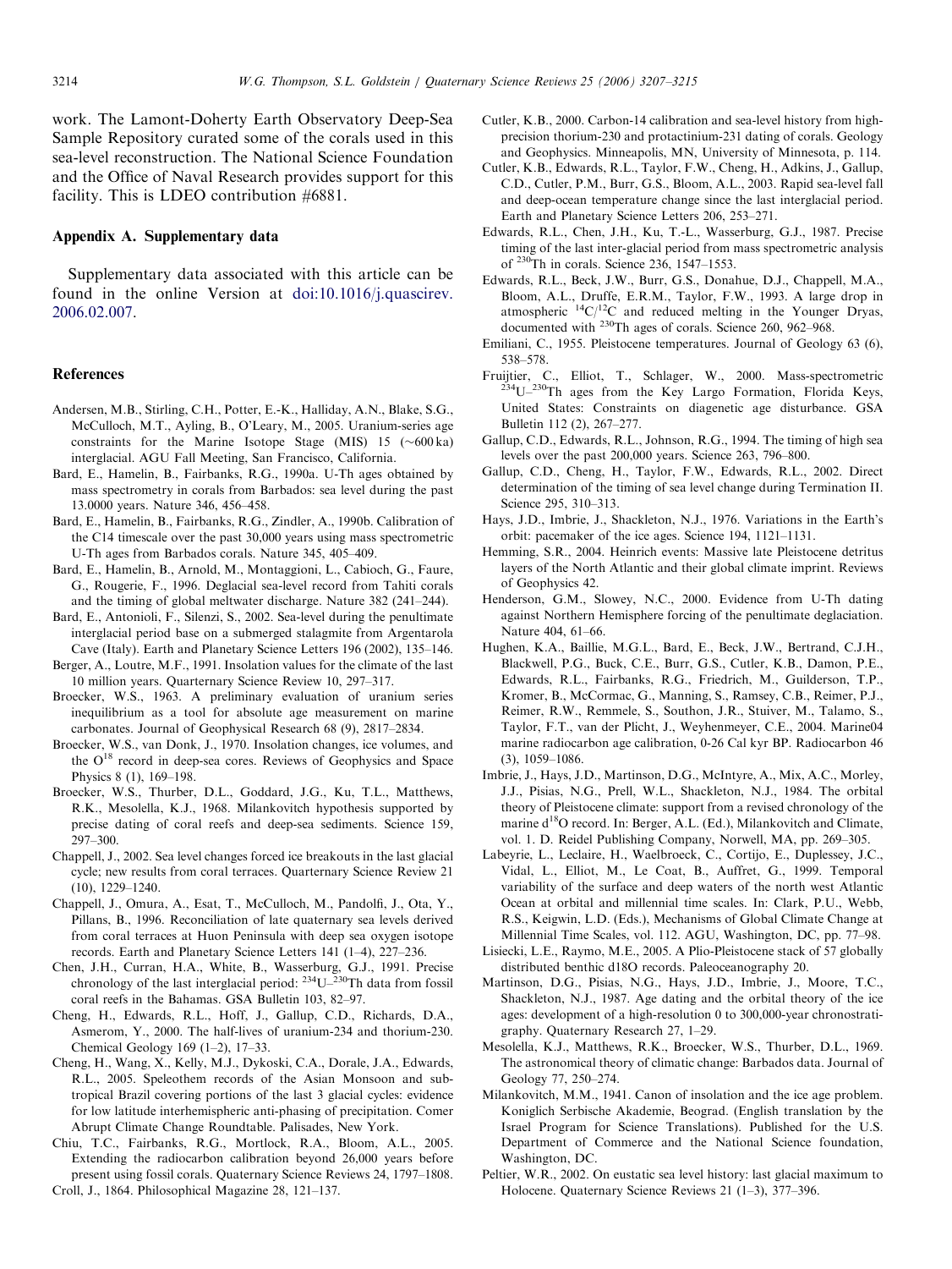work. The Lamont-Doherty Earth Observatory Deep-Sea Sample Repository curated some of the corals used in this sea-level reconstruction. The National Science Foundation and the Office of Naval Research provides support for this facility. This is LDEO contribution #6881.

## Appendix A. Supplementary data

Supplementary data associated with this article can be found in the online Version at doi:10.1016/j.quascirev.2006.02.007.

## References

Andersen, M.B., Stirling, C.H., Potter, E.-K., Halliday, A.N., Blake, S.G., McCulloch, M.T., Ayling, B., O'Leary, M., 2005. Uranium-series age constraints for the Marine Isotope Stage (MIS) 15 (~600 ka) interglacial. AGU Fall Meeting, San Francisco, California.

Bard, E., Hamelin, B., Fairbanks, R.G., 1990a. U-Th ages obtained by mass spectrometry in corals from Barbados: sea level during the past 13.0000 years. Nature 346, 456–458.

Bard, E., Hamelin, B., Fairbanks, R.G., Zindler, A., 1990b. Calibration of the C14 timescale over the past 30,000 years using mass spectrometric U-Th ages from Barbados corals. Nature 345, 405–409.

Bard, E., Hamelin, B., Arnold, M., Montaggioni, L., Cabioch, G., Faure, G., Rougerie, F., 1996. Deglacial sea-level record from Tahiti corals and the timing of global meltwater discharge. Nature 382 (241–244).

Bard, E., Antonioli, F., Silenzi, S., 2002. Sea-level during the penultimate interglacial period base on a submerged stalagmite from Argentarola Cave (Italy). Earth and Planetary Science Letters 196 (2002), 135–146.

Berger, A., Loutre, M.F., 1991. Insolation values for the climate of the last 10 million years. Quarternary Science Review 10, 297–317.

Broecker, W.S., 1963. A preliminary evaluation of uranium series inequilibrium as a tool for absolute age measurement on marine carbonates. Journal of Geophysical Research 68 (9), 2817–2834.

Broecker, W.S., van Donk, J., 1970. Insolation changes, ice volumes, and the $O^{18}$ record in deep-sea cores. Reviews of Geophysics and Space Physics 8 (1), 169–198.

Broecker, W.S., Thurber, D.L., Goddard, J.G., Ku, T.L., Matthews, R.K., Mesolella, K.J., 1968. Milankovitch hypothesis supported by precise dating of coral reefs and deep-sea sediments. Science 159, 297–300.

Chappell, J., 2002. Sea level changes forced ice breakouts in the last glacial cycle; new results from coral terraces. Quarternary Science Review 21 (10), 1229–1240.

Chappell, J., Omura, A., Esat, T., McCulloch, M., Pandolfi, J., Ota, Y., Pillans, B., 1996. Reconciliation of late quaternary sea levels derived from coral terraces at Huon Peninsula with deep sea oxygen isotope records. Earth and Planetary Science Letters 141 (1–4), 227–236.

Chen, J.H., Curran, H.A., White, B., Wasserburg, G.J., 1991. Precise chronology of the last interglacial period: $^{234}U$–$^{230}Th$ data from fossil coral reefs in the Bahamas. GSA Bulletin 103, 82–97.

Cheng, H., Edwards, R.L., Hoff, J., Gallup, C.D., Richards, D.A., Asmerom, Y., 2000. The half-lives of uranium-234 and thorium-230. Chemical Geology 169 (1–2), 17–33.

Cheng, H., Wang, X., Kelly, M.J., Dykoski, C.A., Dorale, J.A., Edwards, R.L., 2005. Speleothem records of the Asian Monsoon and subtropical Brazil covering portions of the last 3 glacial cycles: evidence for low latitude interhemispheric anti-phasing of precipitation. Comer Abrupt Climate Change Roundtable. Palisades, New York.

Chiu, T.C., Fairbanks, R.G., Mortlock, R.A., Bloom, A.L., 2005. Extending the radiocarbon calibration beyond 26,000 years before present using fossil corals. Quaternary Science Reviews 24, 1797–1808.

Croll, J., 1864. Philosophical Magazine 28, 121–137.

Cutler, K.B., 2000. Carbon-14 calibration and sea-level history from high-precision thorium-230 and protactinium-231 dating of corals. Geology and Geophysics. Minneapolis, MN, University of Minnesota, p. 114.

Cutler, K.B., Edwards, R.L., Taylor, F.W., Cheng, H., Adkins, J., Gallup, C.D., Cutler, P.M., Burr, G.S., Bloom, A.L., 2003. Rapid sea-level fall and deep-ocean temperature change since the last interglacial period. Earth and Planetary Science Letters 206, 253–271.

Edwards, R.L., Chen, J.H., Ku, T.-L., Wasserburg, G.J., 1987. Precise timing of the last inter-glacial period from mass spectrometric analysis of $^{230}Th$ in corals. Science 236, 1547–1553.

Edwards, R.L., Beck, J.W., Burr, G.S., Donahue, D.J., Chappell, M.A., Bloom, A.L., Druffe, E.R.M., Taylor, F.W., 1993. A large drop in atmospheric $^{14}C/^{12}C$ and reduced melting in the Younger Dryas, documented with $^{230}Th$ ages of corals. Science 260, 962–968.

Emiliani, C., 1955. Pleistocene temperatures. Journal of Geology 63 (6), 538–578.

Fruijtier, C., Elliot, T., Schlager, W., 2000. Mass-spectrometric $^{234}U$–$^{230}Th$ ages from the Key Largo Formation, Florida Keys, United States: Constraints on diagenetic age disturbance. GSA Bulletin 112 (2), 267–277.

Gallup, C.D., Edwards, R.L., Johnson, R.G., 1994. The timing of high sea levels over the past 200,000 years. Science 263, 796–800.

Gallup, C.D., Cheng, H., Taylor, F.W., Edwards, R.L., 2002. Direct determination of the timing of sea level change during Termination II. Science 295, 310–313.

Hays, J.D., Imbrie, J., Shackleton, N.J., 1976. Variations in the Earth's orbit: pacemaker of the ice ages. Science 194, 1121–1131.

Hemming, S.R., 2004. Heinrich events: Massive late Pleistocene detritus layers of the North Atlantic and their global climate imprint. Reviews of Geophysics 42.

Henderson, G.M., Slowey, N.C., 2000. Evidence from U-Th dating against Northern Hemisphere forcing of the penultimate deglaciation. Nature 404, 61–66.

Hughen, K.A., Baillie, M.G.L., Bard, E., Beck, J.W., Bertrand, C.J.H., Blackwell, P.G., Buck, C.E., Burr, G.S., Cutler, K.B., Damon, P.E., Edwards, R.L., Fairbanks, R.G., Friedrich, M., Guilderson, T.P., Kromer, B., McCormac, G., Manning, S., Ramsey, C.B., Reimer, P.J., Reimer, R.W., Remmele, S., Southon, J.R., Stuiver, M., Talamo, S., Taylor, F.T., van der Plicht, J., Weyhenmeyer, C.E., 2004. Marine04 marine radiocarbon age calibration, 0-26 Cal kyr BP. Radiocarbon 46 (3), 1059–1086.

Imbrie, J., Hays, J.D., Martinson, D.G., McIntyre, A., Mix, A.C., Morley, J.J., Pisias, N.G., Prell, W.L., Shackleton, N.J., 1984. The orbital theory of Pleistocene climate: support from a revised chronology of the marine d$^{18}$O record. In: Berger, A.L. (Ed.), Milankovitch and Climate, vol. 1. D. Reidel Publishing Company, Norwell, MA, pp. 269–305.

Labeyrie, L., Leclaire, H., Waelbroeck, C., Cortijo, E., Duplessey, J.C., Vidal, L., Elliot, M., Le Coat, B., Auffret, G., 1999. Temporal variability of the surface and deep waters of the north west Atlantic Ocean at orbital and millennial time scales. In: Clark, P.U., Webb, R.S., Keigwin, L.D. (Eds.), Mechanisms of Global Climate Change at Millennial Time Scales, vol. 112. AGU, Washington, DC, pp. 77–98.

Lisiecki, L.E., Raymo, M.E., 2005. A Plio-Pleistocene stack of 57 globally distributed benthic d18O records. Paleoceanography 20.

Martinson, D.G., Pisias, N.G., Hays, J.D., Imbrie, J., Moore, T.C., Shackleton, N.J., 1987. Age dating and the orbital theory of the ice ages: development of a high-resolution 0 to 300,000-year chronostratigraphy. Quaternary Research 27, 1–29.

Mesolella, K.J., Matthews, R.K., Broecker, W.S., Thurber, D.L., 1969. The astronomical theory of climatic change: Barbados data. Journal of Geology 77, 250–274.

Milankovitch, M.M., 1941. Canon of insolation and the ice age problem. Koniglich Serbische Akademie, Beograd. (English translation by the Israel Program for Science Translations). Published for the U.S. Department of Commerce and the National Science foundation, Washington, DC.

Peltier, W.R., 2002. On eustatic sea level history: last glacial maximum to Holocene. Quaternary Science Reviews 21 (1–3), 377–396.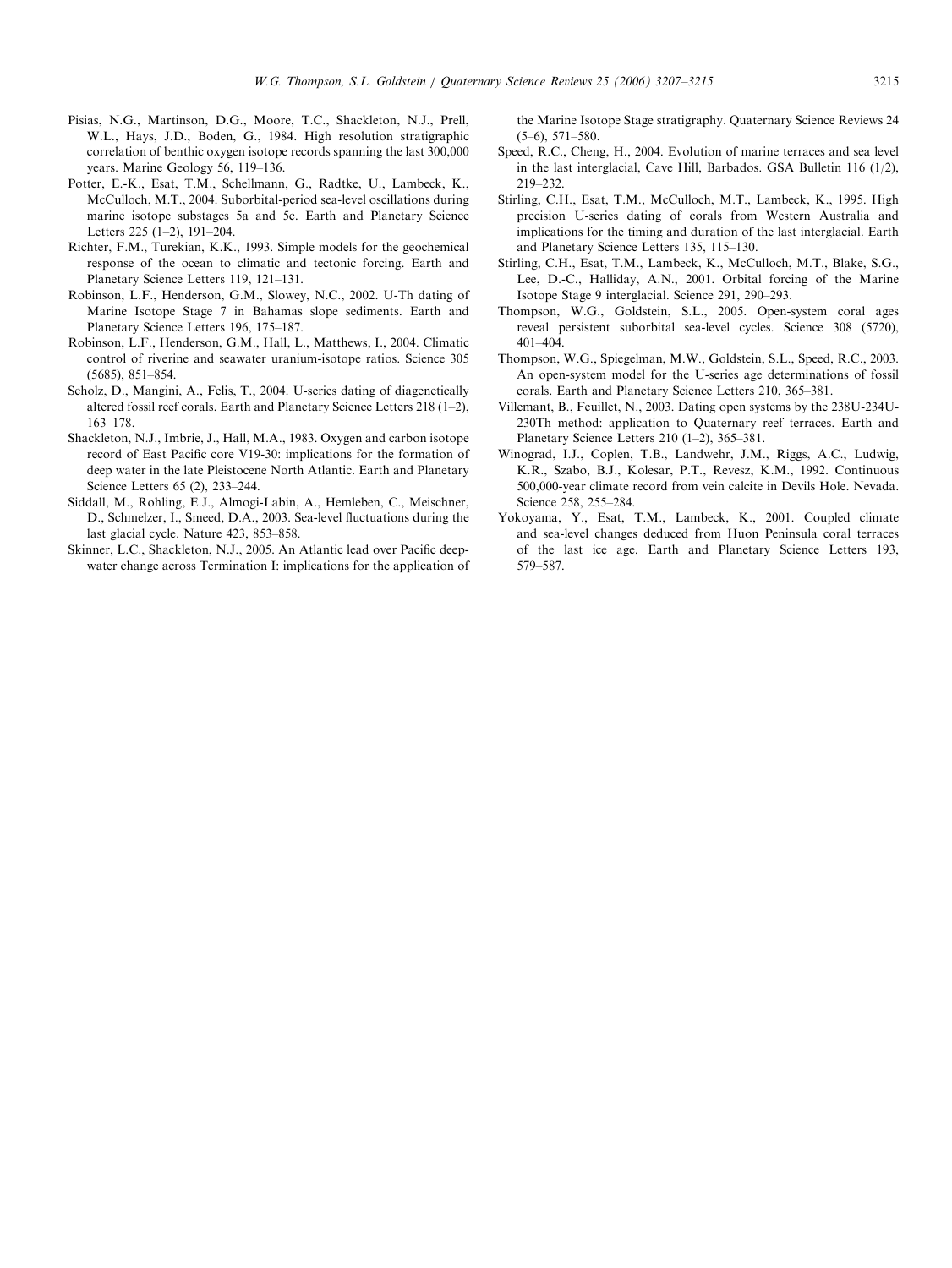Pisias, N.G., Martinson, D.G., Moore, T.C., Shackleton, N.J., Prell, W.L., Hays, J.D., Boden, G., 1984. High resolution stratigraphic correlation of benthic oxygen isotope records spanning the last 300,000 years. Marine Geology 56, 119–136.

Potter, E.-K., Esat, T.M., Schellmann, G., Radtke, U., Lambeck, K., McCulloch, M.T., 2004. Suborbital-period sea-level oscillations during marine isotope substages 5a and 5c. Earth and Planetary Science Letters 225 (1–2), 191–204.

Richter, F.M., Turekian, K.K., 1993. Simple models for the geochemical response of the ocean to climatic and tectonic forcing. Earth and Planetary Science Letters 119, 121–131.

Robinson, L.F., Henderson, G.M., Slowey, N.C., 2002. U-Th dating of Marine Isotope Stage 7 in Bahamas slope sediments. Earth and Planetary Science Letters 196, 175–187.

Robinson, L.F., Henderson, G.M., Hall, L., Matthews, I., 2004. Climatic control of riverine and seawater uranium-isotope ratios. Science 305 (5685), 851–854.

Scholz, D., Mangini, A., Felis, T., 2004. U-series dating of diagenetically altered fossil reef corals. Earth and Planetary Science Letters 218 (1–2), 163–178.

Shackleton, N.J., Imbrie, J., Hall, M.A., 1983. Oxygen and carbon isotope record of East Pacific core V19-30: implications for the formation of deep water in the late Pleistocene North Atlantic. Earth and Planetary Science Letters 65 (2), 233–244.

Siddall, M., Rohling, E.J., Almogi-Labin, A., Hemleben, C., Meischner, D., Schmelzer, I., Smeed, D.A., 2003. Sea-level fluctuations during the last glacial cycle. Nature 423, 853–858.

Skinner, L.C., Shackleton, N.J., 2005. An Atlantic lead over Pacific deep-water change across Termination I: implications for the application of the Marine Isotope Stage stratigraphy. Quaternary Science Reviews 24 (5–6), 571–580.

Speed, R.C., Cheng, H., 2004. Evolution of marine terraces and sea level in the last interglacial, Cave Hill, Barbados. GSA Bulletin 116 (1/2), 219–232.

Stirling, C.H., Esat, T.M., McCulloch, M.T., Lambeck, K., 1995. High precision U-series dating of corals from Western Australia and implications for the timing and duration of the last interglacial. Earth and Planetary Science Letters 135, 115–130.

Stirling, C.H., Esat, T.M., Lambeck, K., McCulloch, M.T., Blake, S.G., Lee, D.-C., Halliday, A.N., 2001. Orbital forcing of the Marine Isotope Stage 9 interglacial. Science 291, 290–293.

Thompson, W.G., Goldstein, S.L., 2005. Open-system coral ages reveal persistent suborbital sea-level cycles. Science 308 (5720), 401–404.

Thompson, W.G., Spiegelman, M.W., Goldstein, S.L., Speed, R.C., 2003. An open-system model for the U-series age determinations of fossil corals. Earth and Planetary Science Letters 210, 365–381.

Villemant, B., Feuillet, N., 2003. Dating open systems by the 238U-234U-230Th method: application to Quaternary reef terraces. Earth and Planetary Science Letters 210 (1–2), 365–381.

Winograd, I.J., Coplen, T.B., Landwehr, J.M., Riggs, A.C., Ludwig, K.R., Szabo, B.J., Kolesar, P.T., Revesz, K.M., 1992. Continuous 500,000-year climate record from vein calcite in Devils Hole. Nevada. Science 258, 255–284.

Yokoyama, Y., Esat, T.M., Lambeck, K., 2001. Coupled climate and sea-level changes deduced from Huon Peninsula coral terraces of the last ice age. Earth and Planetary Science Letters 193, 579–587.